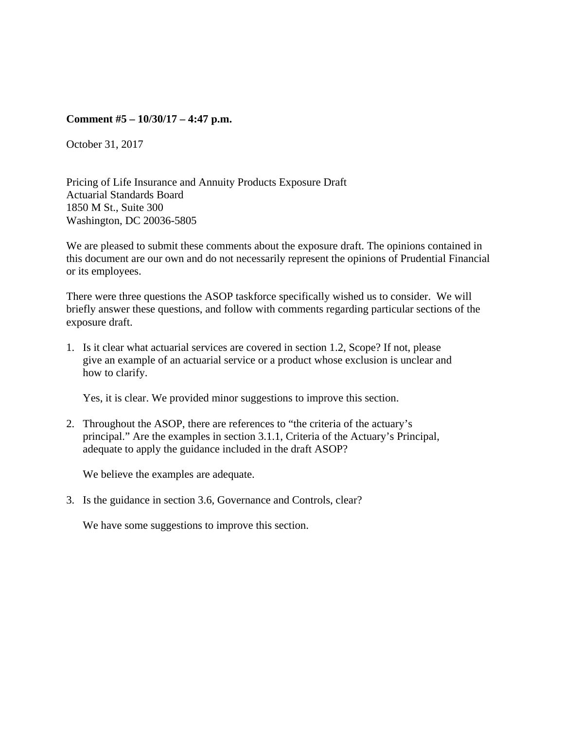**Comment #5 – 10/30/17 – 4:47 p.m.**

October 31, 2017

Pricing of Life Insurance and Annuity Products Exposure Draft
Actuarial Standards Board
1850 M St., Suite 300
Washington, DC 20036-5805

We are pleased to submit these comments about the exposure draft. The opinions contained in this document are our own and do not necessarily represent the opinions of Prudential Financial or its employees.

There were three questions the ASOP taskforce specifically wished us to consider. We will briefly answer these questions, and follow with comments regarding particular sections of the exposure draft.

1. Is it clear what actuarial services are covered in section 1.2, Scope? If not, please give an example of an actuarial service or a product whose exclusion is unclear and how to clarify.

   Yes, it is clear. We provided minor suggestions to improve this section.

2. Throughout the ASOP, there are references to "the criteria of the actuary's principal." Are the examples in section 3.1.1, Criteria of the Actuary's Principal, adequate to apply the guidance included in the draft ASOP?

   We believe the examples are adequate.

3. Is the guidance in section 3.6, Governance and Controls, clear?

   We have some suggestions to improve this section.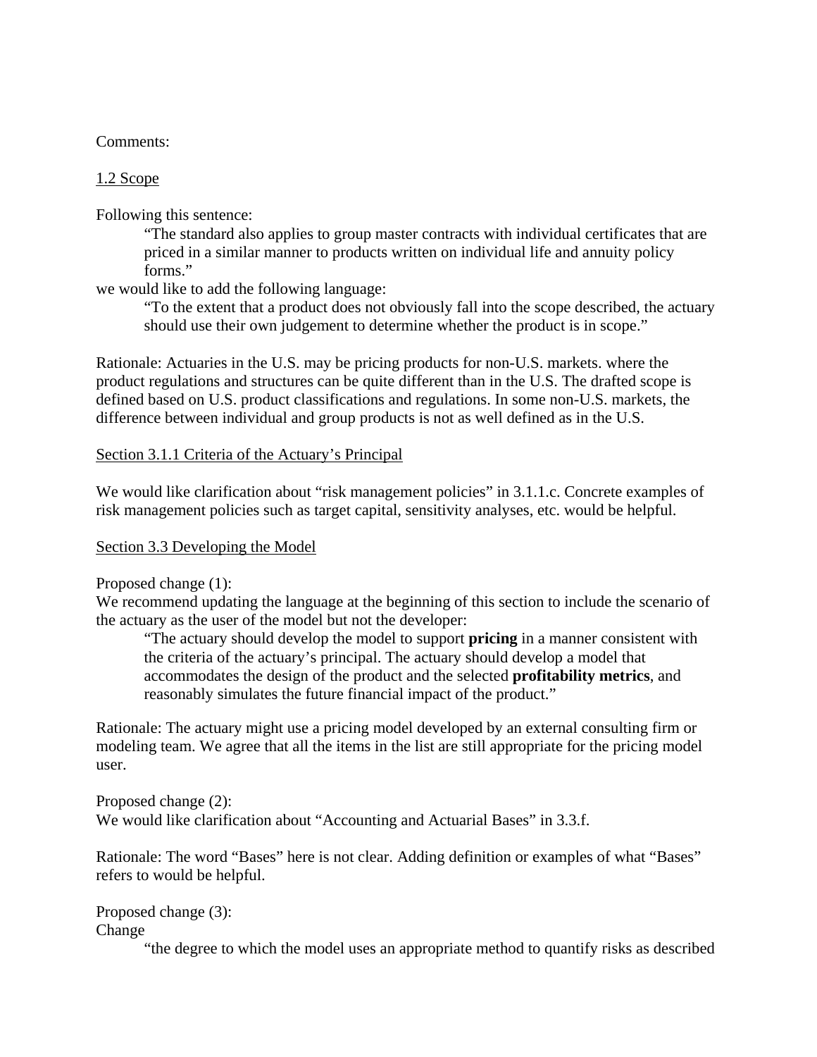Comments:

<u>1.2 Scope</u>

Following this sentence:

> "The standard also applies to group master contracts with individual certificates that are priced in a similar manner to products written on individual life and annuity policy forms."

we would like to add the following language:

> "To the extent that a product does not obviously fall into the scope described, the actuary should use their own judgement to determine whether the product is in scope."

Rationale: Actuaries in the U.S. may be pricing products for non-U.S. markets. where the product regulations and structures can be quite different than in the U.S. The drafted scope is defined based on U.S. product classifications and regulations. In some non-U.S. markets, the difference between individual and group products is not as well defined as in the U.S.

<u>Section 3.1.1 Criteria of the Actuary's Principal</u>

We would like clarification about "risk management policies" in 3.1.1.c. Concrete examples of risk management policies such as target capital, sensitivity analyses, etc. would be helpful.

<u>Section 3.3 Developing the Model</u>

Proposed change (1):
We recommend updating the language at the beginning of this section to include the scenario of the actuary as the user of the model but not the developer:

> "The actuary should develop the model to support **pricing** in a manner consistent with the criteria of the actuary's principal. The actuary should develop a model that accommodates the design of the product and the selected **profitability metrics**, and reasonably simulates the future financial impact of the product."

Rationale: The actuary might use a pricing model developed by an external consulting firm or modeling team. We agree that all the items in the list are still appropriate for the pricing model user.

Proposed change (2):
We would like clarification about "Accounting and Actuarial Bases" in 3.3.f.

Rationale: The word "Bases" here is not clear. Adding definition or examples of what "Bases" refers to would be helpful.

Proposed change (3):
Change

> "the degree to which the model uses an appropriate method to quantify risks as described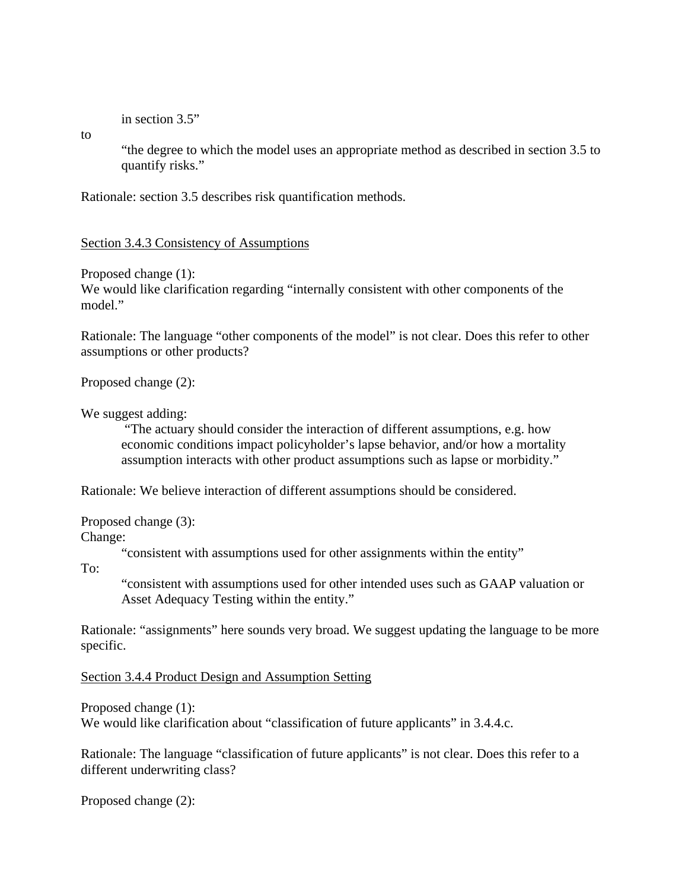in section 3.5"

to

> "the degree to which the model uses an appropriate method as described in section 3.5 to quantify risks."

Rationale: section 3.5 describes risk quantification methods.

<u>Section 3.4.3 Consistency of Assumptions</u>

Proposed change (1):
We would like clarification regarding "internally consistent with other components of the model."

Rationale: The language "other components of the model" is not clear. Does this refer to other assumptions or other products?

Proposed change (2):

We suggest adding:

> "The actuary should consider the interaction of different assumptions, e.g. how economic conditions impact policyholder's lapse behavior, and/or how a mortality assumption interacts with other product assumptions such as lapse or morbidity."

Rationale: We believe interaction of different assumptions should be considered.

Proposed change (3):
Change:

> "consistent with assumptions used for other assignments within the entity"

To:

> "consistent with assumptions used for other intended uses such as GAAP valuation or Asset Adequacy Testing within the entity."

Rationale: "assignments" here sounds very broad. We suggest updating the language to be more specific.

<u>Section 3.4.4 Product Design and Assumption Setting</u>

Proposed change (1):
We would like clarification about "classification of future applicants" in 3.4.4.c.

Rationale: The language "classification of future applicants" is not clear. Does this refer to a different underwriting class?

Proposed change (2):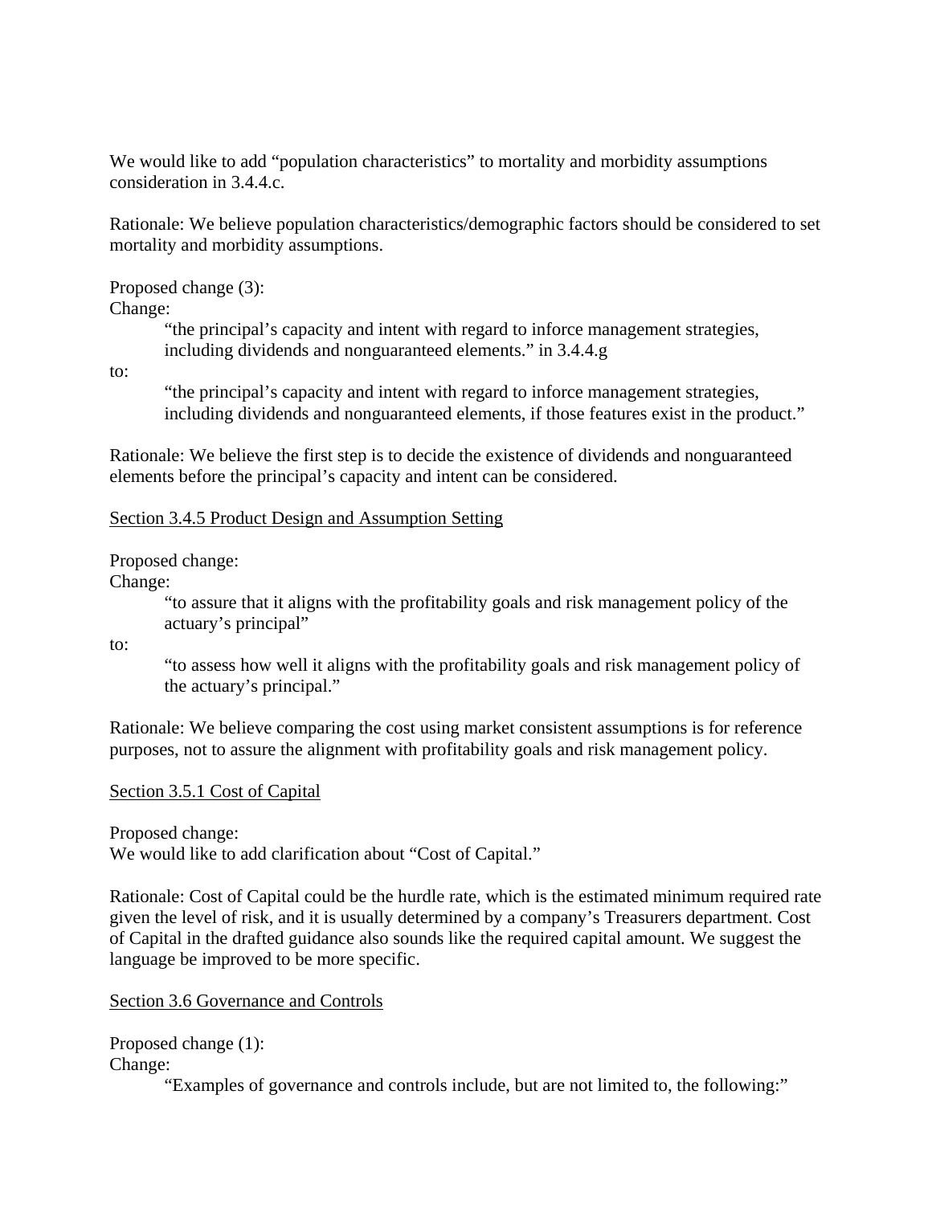We would like to add "population characteristics" to mortality and morbidity assumptions consideration in 3.4.4.c.

Rationale: We believe population characteristics/demographic factors should be considered to set mortality and morbidity assumptions.

Proposed change (3):
Change:

> "the principal's capacity and intent with regard to inforce management strategies, including dividends and nonguaranteed elements." in 3.4.4.g

to:

> "the principal's capacity and intent with regard to inforce management strategies, including dividends and nonguaranteed elements, if those features exist in the product."

Rationale: We believe the first step is to decide the existence of dividends and nonguaranteed elements before the principal's capacity and intent can be considered.

<u>Section 3.4.5 Product Design and Assumption Setting</u>

Proposed change:
Change:

> "to assure that it aligns with the profitability goals and risk management policy of the actuary's principal"

to:

> "to assess how well it aligns with the profitability goals and risk management policy of the actuary's principal."

Rationale: We believe comparing the cost using market consistent assumptions is for reference purposes, not to assure the alignment with profitability goals and risk management policy.

<u>Section 3.5.1 Cost of Capital</u>

Proposed change:
We would like to add clarification about "Cost of Capital."

Rationale: Cost of Capital could be the hurdle rate, which is the estimated minimum required rate given the level of risk, and it is usually determined by a company's Treasurers department. Cost of Capital in the drafted guidance also sounds like the required capital amount. We suggest the language be improved to be more specific.

<u>Section 3.6 Governance and Controls</u>

Proposed change (1):
Change:

> "Examples of governance and controls include, but are not limited to, the following:"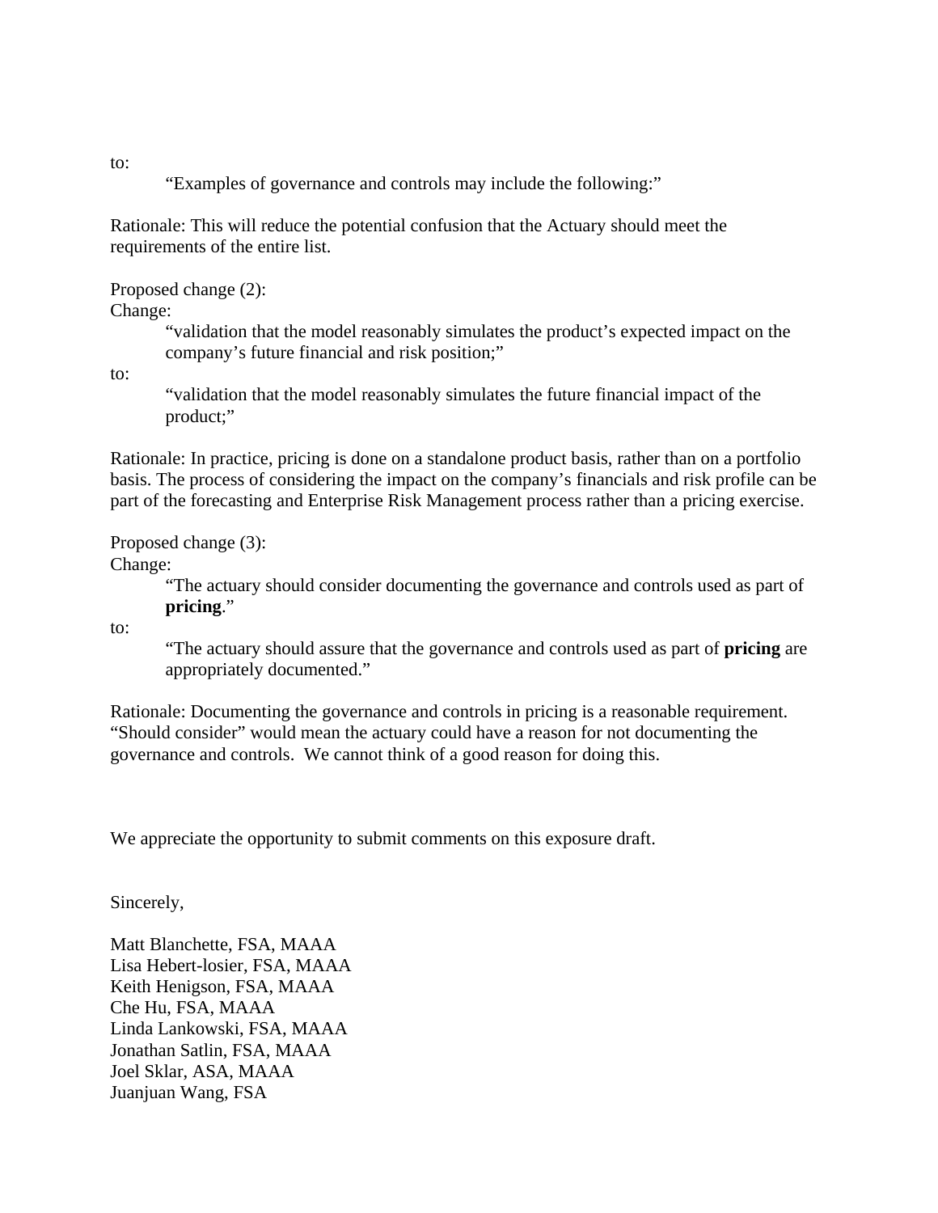to:

> "Examples of governance and controls may include the following:"

Rationale: This will reduce the potential confusion that the Actuary should meet the requirements of the entire list.

Proposed change (2):

Change:

> "validation that the model reasonably simulates the product's expected impact on the company's future financial and risk position;"

to:

> "validation that the model reasonably simulates the future financial impact of the product;"

Rationale: In practice, pricing is done on a standalone product basis, rather than on a portfolio basis. The process of considering the impact on the company's financials and risk profile can be part of the forecasting and Enterprise Risk Management process rather than a pricing exercise.

Proposed change (3):

Change:

> "The actuary should consider documenting the governance and controls used as part of **pricing**."

to:

> "The actuary should assure that the governance and controls used as part of **pricing** are appropriately documented."

Rationale: Documenting the governance and controls in pricing is a reasonable requirement. "Should consider" would mean the actuary could have a reason for not documenting the governance and controls. We cannot think of a good reason for doing this.

We appreciate the opportunity to submit comments on this exposure draft.

Sincerely,

Matt Blanchette, FSA, MAAA  
Lisa Hebert-losier, FSA, MAAA  
Keith Henigson, FSA, MAAA  
Che Hu, FSA, MAAA  
Linda Lankowski, FSA, MAAA  
Jonathan Satlin, FSA, MAAA  
Joel Sklar, ASA, MAAA  
Juanjuan Wang, FSA